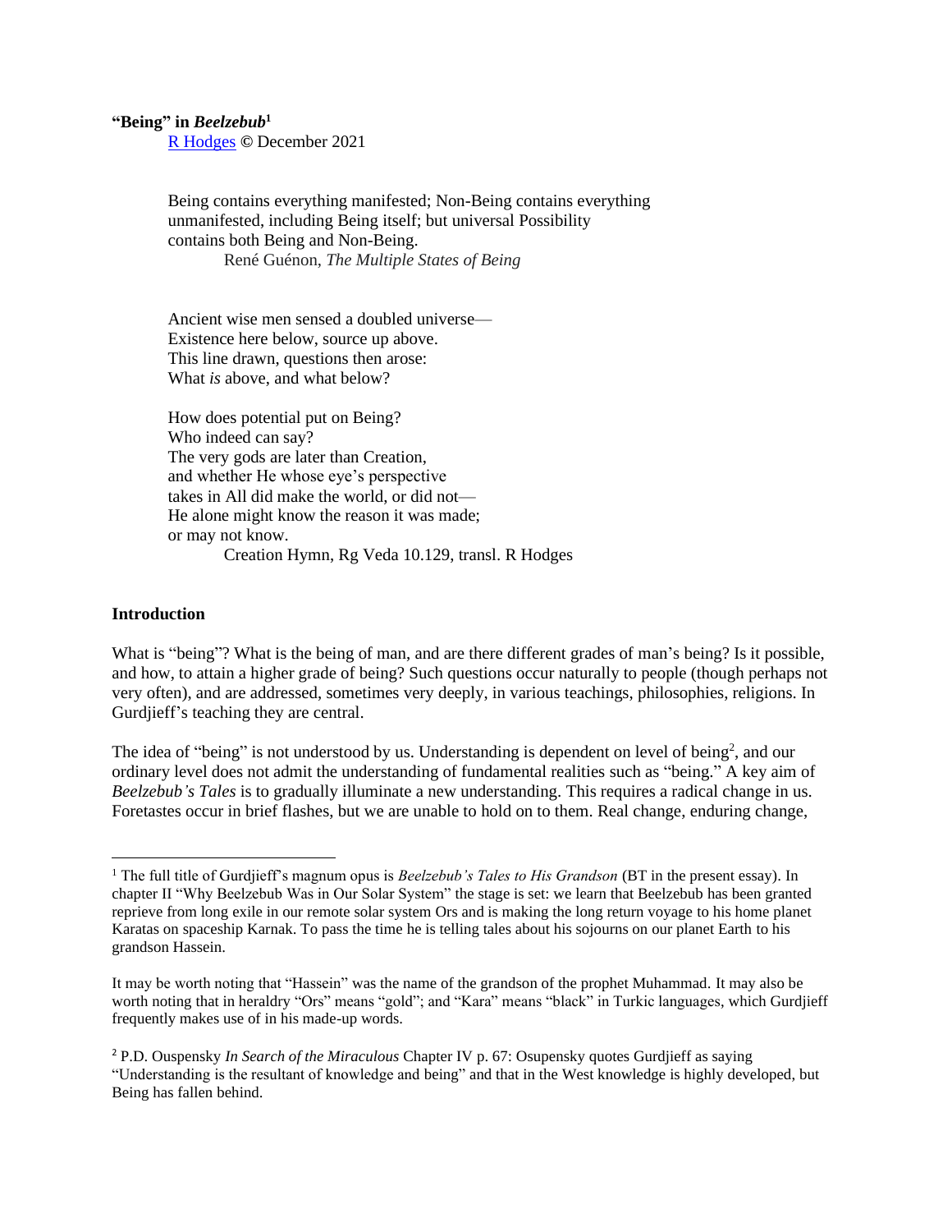**"Being" in *Beelzebub*[1]**

R Hodges © December 2021

> Being contains everything manifested; Non-Being contains everything unmanifested, including Being itself; but universal Possibility contains both Being and Non-Being.
>
> René Guénon, *The Multiple States of Being*

> Ancient wise men sensed a doubled universe—
> Existence here below, source up above.
> This line drawn, questions then arose:
> What *is* above, and what below?
>
> How does potential put on Being?
> Who indeed can say?
> The very gods are later than Creation,
> and whether He whose eye's perspective
> takes in All did make the world, or did not—
> He alone might know the reason it was made;
> or may not know.
>
> Creation Hymn, Rg Veda 10.129, transl. R Hodges

## Introduction

What is "being"? What is the being of man, and are there different grades of man's being? Is it possible, and how, to attain a higher grade of being? Such questions occur naturally to people (though perhaps not very often), and are addressed, sometimes very deeply, in various teachings, philosophies, religions. In Gurdjieff's teaching they are central.

The idea of "being" is not understood by us. Understanding is dependent on level of being[2], and our ordinary level does not admit the understanding of fundamental realities such as "being." A key aim of *Beelzebub's Tales* is to gradually illuminate a new understanding. This requires a radical change in us. Foretastes occur in brief flashes, but we are unable to hold on to them. Real change, enduring change,

---

[1] The full title of Gurdjieff's magnum opus is *Beelzebub's Tales to His Grandson* (BT in the present essay). In chapter II "Why Beelzebub Was in Our Solar System" the stage is set: we learn that Beelzebub has been granted reprieve from long exile in our remote solar system Ors and is making the long return voyage to his home planet Karatas on spaceship Karnak. To pass the time he is telling tales about his sojourns on our planet Earth to his grandson Hassein.

It may be worth noting that "Hassein" was the name of the grandson of the prophet Muhammad. It may also be worth noting that in heraldry "Ors" means "gold"; and "Kara" means "black" in Turkic languages, which Gurdjieff frequently makes use of in his made-up words.

[2] P.D. Ouspensky *In Search of the Miraculous* Chapter IV p. 67: Osupensky quotes Gurdjieff as saying "Understanding is the resultant of knowledge and being" and that in the West knowledge is highly developed, but Being has fallen behind.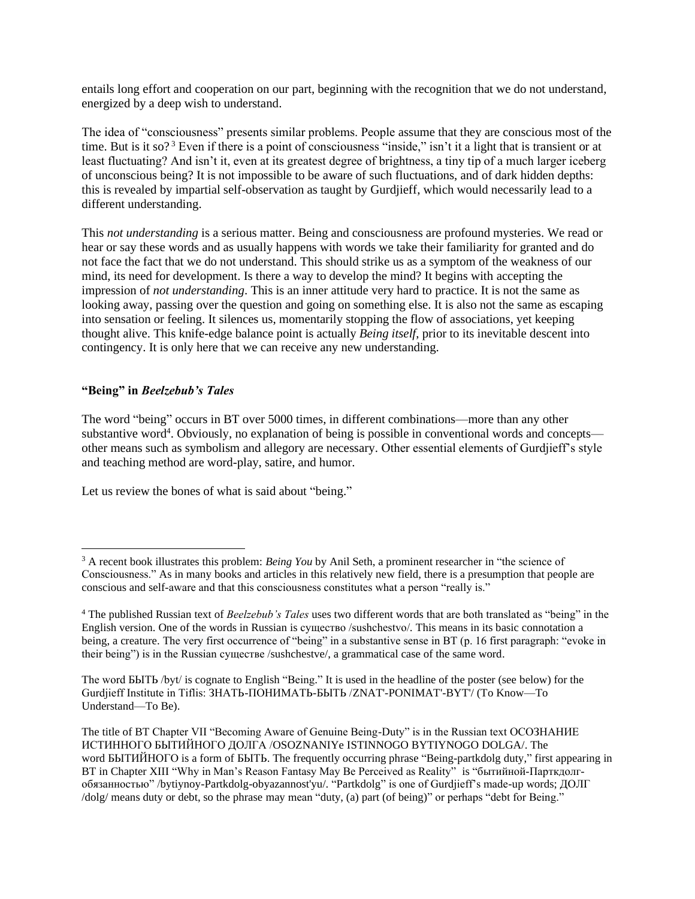entails long effort and cooperation on our part, beginning with the recognition that we do not understand, energized by a deep wish to understand.

The idea of "consciousness" presents similar problems. People assume that they are conscious most of the time. But is it so?[3] Even if there is a point of consciousness "inside," isn't it a light that is transient or at least fluctuating? And isn't it, even at its greatest degree of brightness, a tiny tip of a much larger iceberg of unconscious being? It is not impossible to be aware of such fluctuations, and of dark hidden depths: this is revealed by impartial self-observation as taught by Gurdjieff, which would necessarily lead to a different understanding.

This *not understanding* is a serious matter. Being and consciousness are profound mysteries. We read or hear or say these words and as usually happens with words we take their familiarity for granted and do not face the fact that we do not understand. This should strike us as a symptom of the weakness of our mind, its need for development. Is there a way to develop the mind? It begins with accepting the impression of *not understanding*. This is an inner attitude very hard to practice. It is not the same as looking away, passing over the question and going on something else. It is also not the same as escaping into sensation or feeling. It silences us, momentarily stopping the flow of associations, yet keeping thought alive. This knife-edge balance point is actually *Being itself*, prior to its inevitable descent into contingency. It is only here that we can receive any new understanding.

### "Being" in *Beelzebub's Tales*

The word "being" occurs in BT over 5000 times, in different combinations—more than any other substantive word[4]. Obviously, no explanation of being is possible in conventional words and concepts—other means such as symbolism and allegory are necessary. Other essential elements of Gurdjieff's style and teaching method are word-play, satire, and humor.

Let us review the bones of what is said about "being."

---

[3] A recent book illustrates this problem: *Being You* by Anil Seth, a prominent researcher in "the science of Consciousness." As in many books and articles in this relatively new field, there is a presumption that people are conscious and self-aware and that this consciousness constitutes what a person "really is."

[4] The published Russian text of *Beelzebub's Tales* uses two different words that are both translated as "being" in the English version. One of the words in Russian is существо /sushchestvo/. This means in its basic connotation a being, a creature. The very first occurrence of "being" in a substantive sense in BT (p. 16 first paragraph: "evoke in their being") is in the Russian существе /sushchestve/, a grammatical case of the same word.

The word БЫТЬ /byt/ is cognate to English "Being." It is used in the headline of the poster (see below) for the Gurdjieff Institute in Tiflis: ЗНАТЬ-ПОНИМАТЬ-БЫТЬ /ZNAT'-PONIMAT'-BYT'/ (To Know—To Understand—To Be).

The title of BT Chapter VII "Becoming Aware of Genuine Being-Duty" is in the Russian text ОСОЗНАНИЕ ИСТИННОГО БЫТИЙНОГО ДОЛГА /OSOZNANIYe ISTINNOGO BYTIYNOGO DOLGA/. The word БЫТИЙНОГО is a form of БЫТЬ. The frequently occurring phrase "Being-partkdolg duty," first appearing in BT in Chapter XIII "Why in Man's Reason Fantasy May Be Perceived as Reality" is "бытийной-Парткдолг-обязанностью" /bytiynoy-Partkdolg-obyazannost'yu/. "Partkdolg" is one of Gurdjieff's made-up words; ДОЛГ /dolg/ means duty or debt, so the phrase may mean "duty, (a) part (of being)" or perhaps "debt for Being."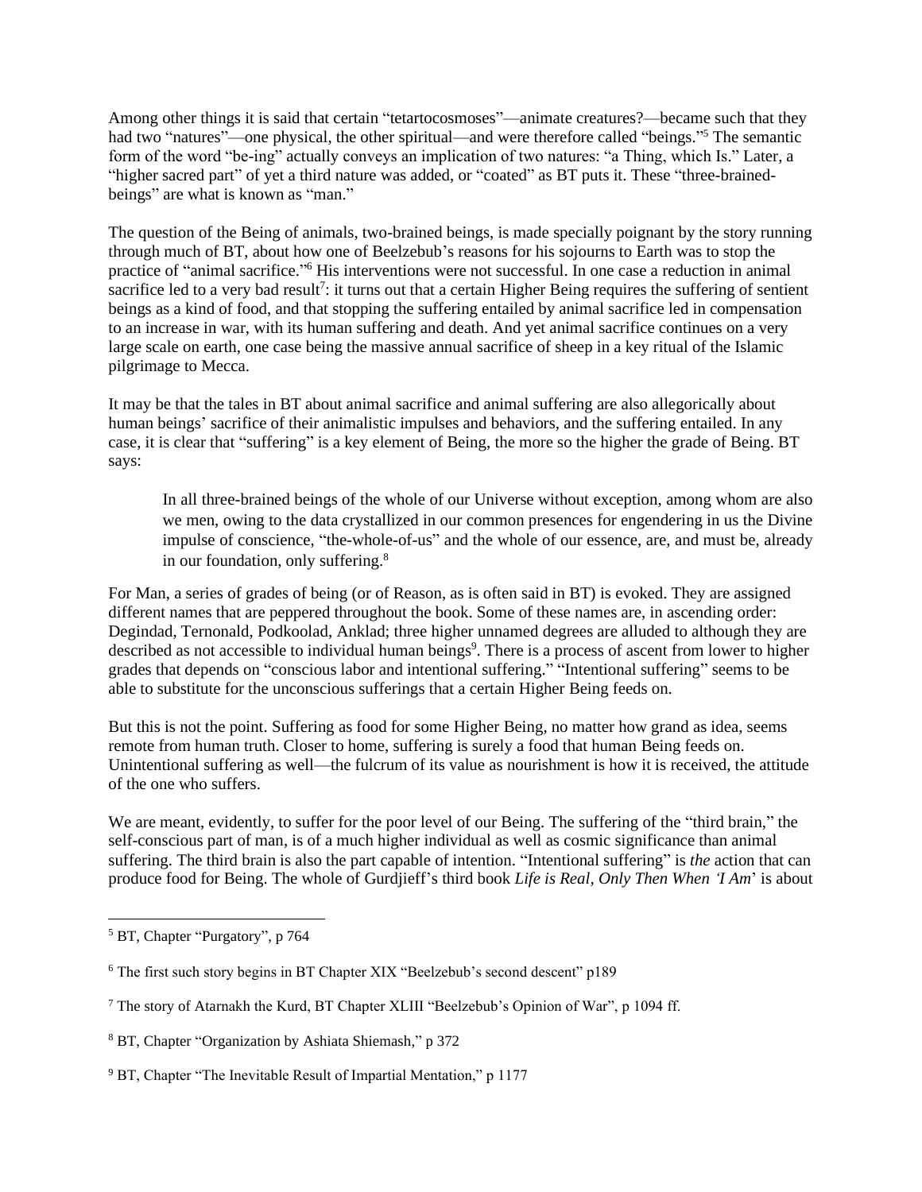Among other things it is said that certain "tetartocosmoses"—animate creatures?—became such that they had two "natures"—one physical, the other spiritual—and were therefore called "beings."[5] The semantic form of the word "be-ing" actually conveys an implication of two natures: "a Thing, which Is." Later, a "higher sacred part" of yet a third nature was added, or "coated" as BT puts it. These "three-brained-beings" are what is known as "man."

The question of the Being of animals, two-brained beings, is made specially poignant by the story running through much of BT, about how one of Beelzebub's reasons for his sojourns to Earth was to stop the practice of "animal sacrifice."[6] His interventions were not successful. In one case a reduction in animal sacrifice led to a very bad result[7]: it turns out that a certain Higher Being requires the suffering of sentient beings as a kind of food, and that stopping the suffering entailed by animal sacrifice led in compensation to an increase in war, with its human suffering and death. And yet animal sacrifice continues on a very large scale on earth, one case being the massive annual sacrifice of sheep in a key ritual of the Islamic pilgrimage to Mecca.

It may be that the tales in BT about animal sacrifice and animal suffering are also allegorically about human beings' sacrifice of their animalistic impulses and behaviors, and the suffering entailed. In any case, it is clear that "suffering" is a key element of Being, the more so the higher the grade of Being. BT says:

> In all three-brained beings of the whole of our Universe without exception, among whom are also we men, owing to the data crystallized in our common presences for engendering in us the Divine impulse of conscience, "the-whole-of-us" and the whole of our essence, are, and must be, already in our foundation, only suffering.[8]

For Man, a series of grades of being (or of Reason, as is often said in BT) is evoked. They are assigned different names that are peppered throughout the book. Some of these names are, in ascending order: Degindad, Ternonald, Podkoolad, Anklad; three higher unnamed degrees are alluded to although they are described as not accessible to individual human beings[9]. There is a process of ascent from lower to higher grades that depends on "conscious labor and intentional suffering." "Intentional suffering" seems to be able to substitute for the unconscious sufferings that a certain Higher Being feeds on.

But this is not the point. Suffering as food for some Higher Being, no matter how grand as idea, seems remote from human truth. Closer to home, suffering is surely a food that human Being feeds on. Unintentional suffering as well—the fulcrum of its value as nourishment is how it is received, the attitude of the one who suffers.

We are meant, evidently, to suffer for the poor level of our Being. The suffering of the "third brain," the self-conscious part of man, is of a much higher individual as well as cosmic significance than animal suffering. The third brain is also the part capable of intention. "Intentional suffering" is *the* action that can produce food for Being. The whole of Gurdjieff's third book *Life is Real, Only Then When 'I Am*' is about

---

[5] BT, Chapter "Purgatory", p 764

[6] The first such story begins in BT Chapter XIX "Beelzebub's second descent" p189

[7] The story of Atarnakh the Kurd, BT Chapter XLIII "Beelzebub's Opinion of War", p 1094 ff.

[8] BT, Chapter "Organization by Ashiata Shiemash," p 372

[9] BT, Chapter "The Inevitable Result of Impartial Mentation," p 1177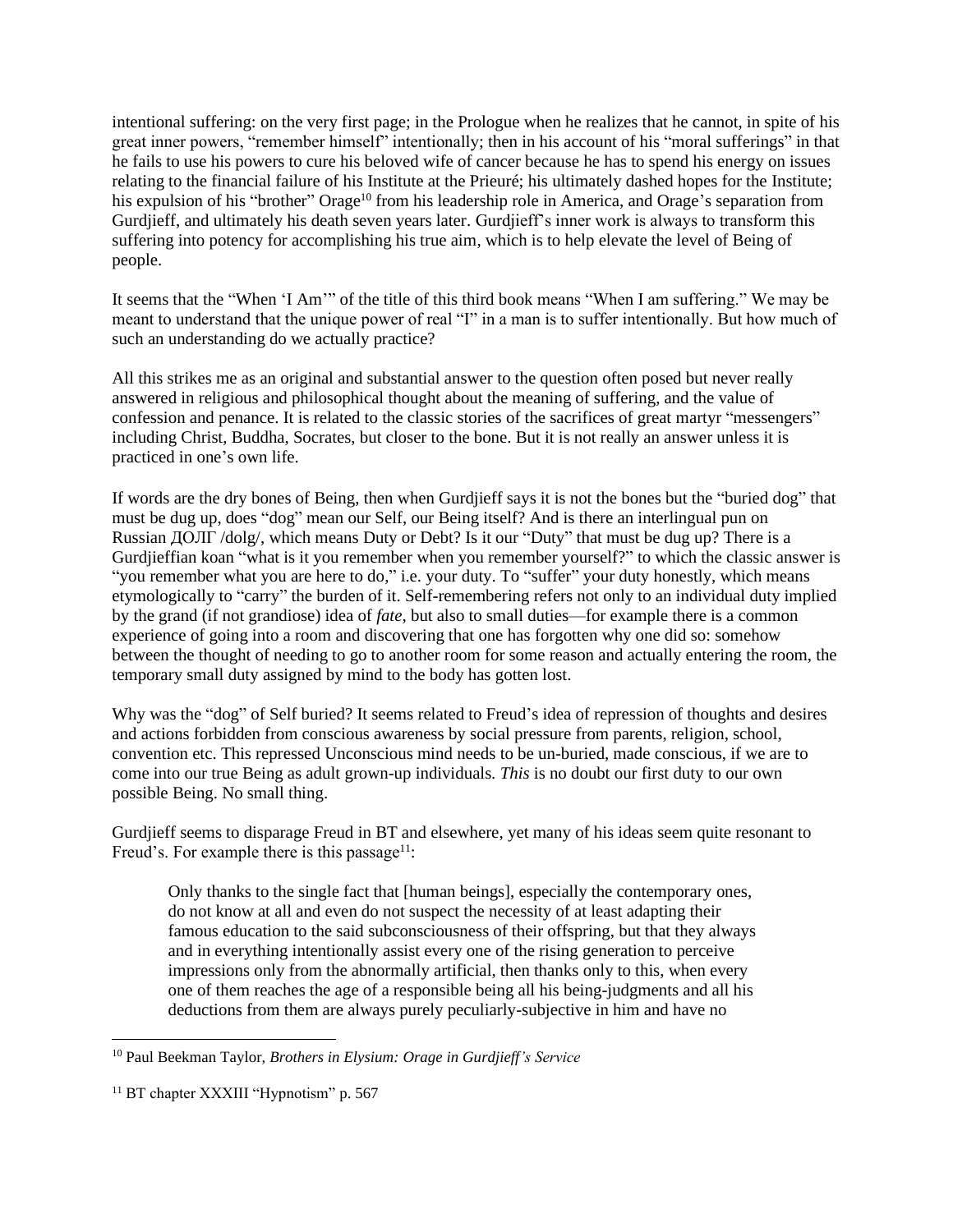intentional suffering: on the very first page; in the Prologue when he realizes that he cannot, in spite of his great inner powers, "remember himself" intentionally; then in his account of his "moral sufferings" in that he fails to use his powers to cure his beloved wife of cancer because he has to spend his energy on issues relating to the financial failure of his Institute at the Prieuré; his ultimately dashed hopes for the Institute; his expulsion of his "brother" Orage[10] from his leadership role in America, and Orage's separation from Gurdjieff, and ultimately his death seven years later. Gurdjieff's inner work is always to transform this suffering into potency for accomplishing his true aim, which is to help elevate the level of Being of people.

It seems that the "When 'I Am'" of the title of this third book means "When I am suffering." We may be meant to understand that the unique power of real "I" in a man is to suffer intentionally. But how much of such an understanding do we actually practice?

All this strikes me as an original and substantial answer to the question often posed but never really answered in religious and philosophical thought about the meaning of suffering, and the value of confession and penance. It is related to the classic stories of the sacrifices of great martyr "messengers" including Christ, Buddha, Socrates, but closer to the bone. But it is not really an answer unless it is practiced in one's own life.

If words are the dry bones of Being, then when Gurdjieff says it is not the bones but the "buried dog" that must be dug up, does "dog" mean our Self, our Being itself? And is there an interlingual pun on Russian ДОЛГ /dolg/, which means Duty or Debt? Is it our "Duty" that must be dug up? There is a Gurdjieffian koan "what is it you remember when you remember yourself?" to which the classic answer is "you remember what you are here to do," i.e. your duty. To "suffer" your duty honestly, which means etymologically to "carry" the burden of it. Self-remembering refers not only to an individual duty implied by the grand (if not grandiose) idea of *fate*, but also to small duties—for example there is a common experience of going into a room and discovering that one has forgotten why one did so: somehow between the thought of needing to go to another room for some reason and actually entering the room, the temporary small duty assigned by mind to the body has gotten lost.

Why was the "dog" of Self buried? It seems related to Freud's idea of repression of thoughts and desires and actions forbidden from conscious awareness by social pressure from parents, religion, school, convention etc. This repressed Unconscious mind needs to be un-buried, made conscious, if we are to come into our true Being as adult grown-up individuals. *This* is no doubt our first duty to our own possible Being. No small thing.

Gurdjieff seems to disparage Freud in BT and elsewhere, yet many of his ideas seem quite resonant to Freud's. For example there is this passage[11]:

> Only thanks to the single fact that [human beings], especially the contemporary ones, do not know at all and even do not suspect the necessity of at least adapting their famous education to the said subconsciousness of their offspring, but that they always and in everything intentionally assist every one of the rising generation to perceive impressions only from the abnormally artificial, then thanks only to this, when every one of them reaches the age of a responsible being all his being-judgments and all his deductions from them are always purely peculiarly-subjective in him and have no

---

[10] Paul Beekman Taylor, *Brothers in Elysium: Orage in Gurdjieff's Service*

[11] BT chapter XXXIII "Hypnotism" p. 567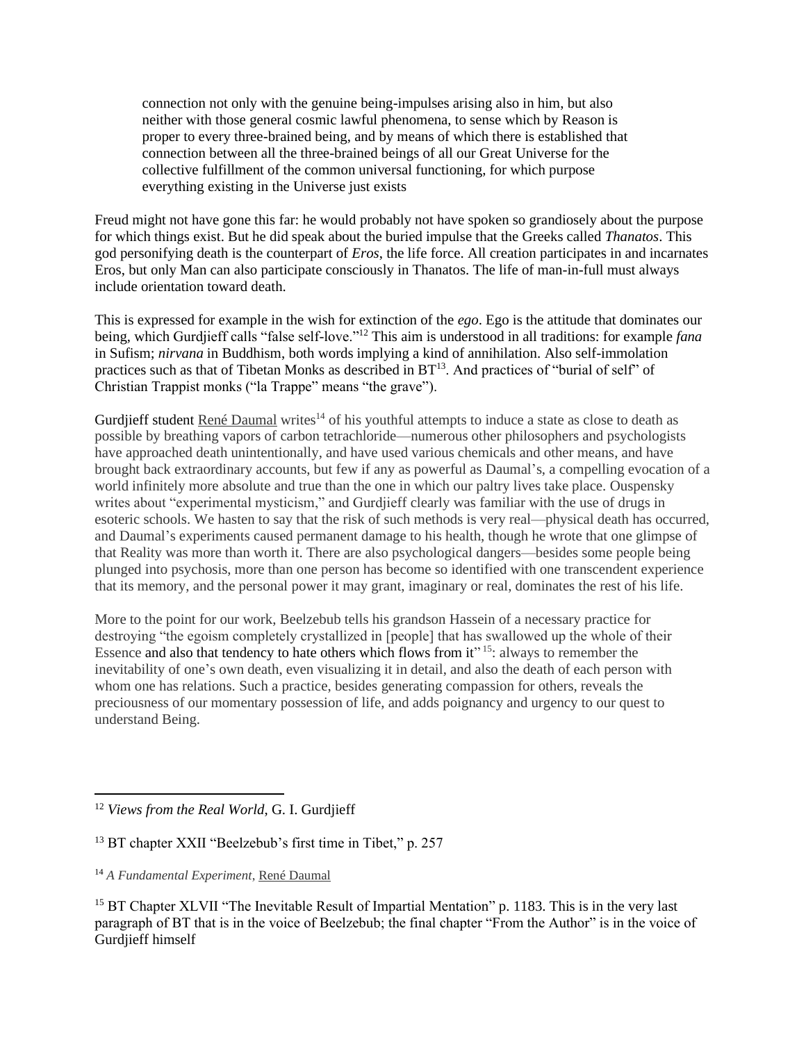> connection not only with the genuine being-impulses arising also in him, but also neither with those general cosmic lawful phenomena, to sense which by Reason is proper to every three-brained being, and by means of which there is established that connection between all the three-brained beings of all our Great Universe for the collective fulfillment of the common universal functioning, for which purpose everything existing in the Universe just exists

Freud might not have gone this far: he would probably not have spoken so grandiosely about the purpose for which things exist. But he did speak about the buried impulse that the Greeks called *Thanatos*. This god personifying death is the counterpart of *Eros*, the life force. All creation participates in and incarnates Eros, but only Man can also participate consciously in Thanatos. The life of man-in-full must always include orientation toward death.

This is expressed for example in the wish for extinction of the *ego*. Ego is the attitude that dominates our being, which Gurdjieff calls "false self-love."[12] This aim is understood in all traditions: for example *fana* in Sufism; *nirvana* in Buddhism, both words implying a kind of annihilation. Also self-immolation practices such as that of Tibetan Monks as described in BT[13]. And practices of "burial of self" of Christian Trappist monks ("la Trappe" means "the grave").

Gurdjieff student René Daumal writes[14] of his youthful attempts to induce a state as close to death as possible by breathing vapors of carbon tetrachloride—numerous other philosophers and psychologists have approached death unintentionally, and have used various chemicals and other means, and have brought back extraordinary accounts, but few if any as powerful as Daumal's, a compelling evocation of a world infinitely more absolute and true than the one in which our paltry lives take place. Ouspensky writes about "experimental mysticism," and Gurdjieff clearly was familiar with the use of drugs in esoteric schools. We hasten to say that the risk of such methods is very real—physical death has occurred, and Daumal's experiments caused permanent damage to his health, though he wrote that one glimpse of that Reality was more than worth it. There are also psychological dangers—besides some people being plunged into psychosis, more than one person has become so identified with one transcendent experience that its memory, and the personal power it may grant, imaginary or real, dominates the rest of his life.

More to the point for our work, Beelzebub tells his grandson Hassein of a necessary practice for destroying "the egoism completely crystallized in [people] that has swallowed up the whole of their Essence and also that tendency to hate others which flows from it"[15]: always to remember the inevitability of one's own death, even visualizing it in detail, and also the death of each person with whom one has relations. Such a practice, besides generating compassion for others, reveals the preciousness of our momentary possession of life, and adds poignancy and urgency to our quest to understand Being.

---

[12] *Views from the Real World*, G. I. Gurdjieff

[13] BT chapter XXII "Beelzebub's first time in Tibet," p. 257

[14] *A Fundamental Experiment*, René Daumal

[15] BT Chapter XLVII "The Inevitable Result of Impartial Mentation" p. 1183. This is in the very last paragraph of BT that is in the voice of Beelzebub; the final chapter "From the Author" is in the voice of Gurdjieff himself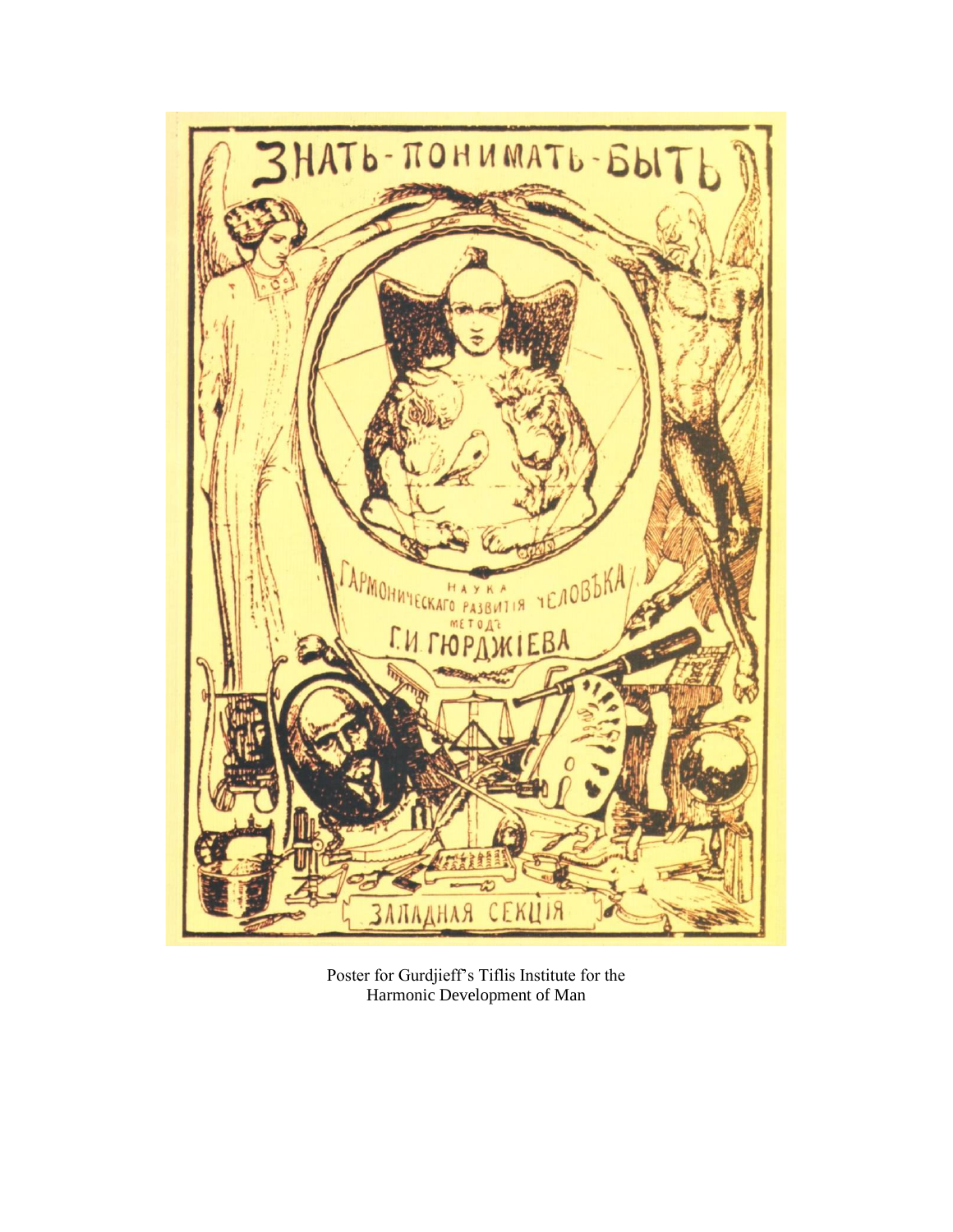Poster for Gurdjieff's Tiflis Institute for the Harmonic Development of Man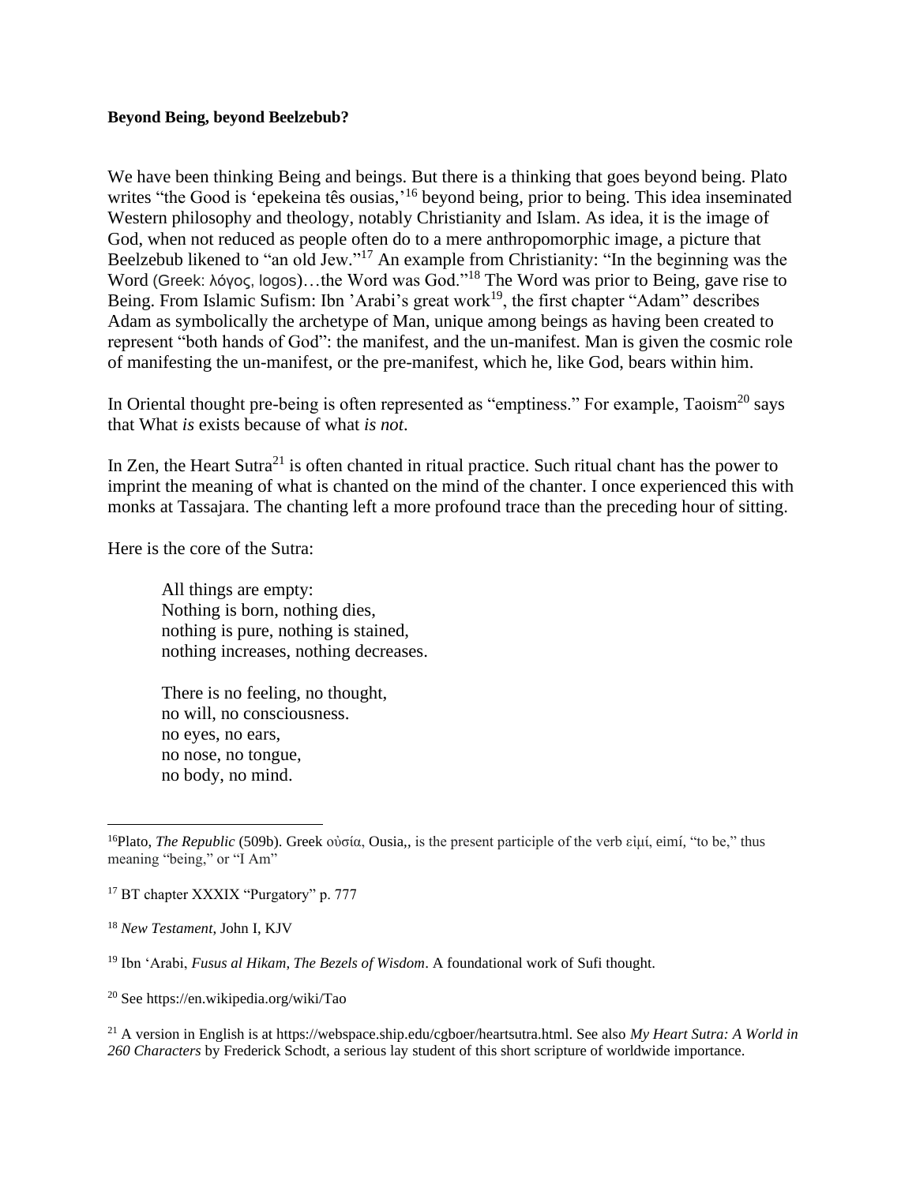**Beyond Being, beyond Beelzebub?**

We have been thinking Being and beings. But there is a thinking that goes beyond being. Plato writes "the Good is 'epekeina tês ousias,'[16] beyond being, prior to being. This idea inseminated Western philosophy and theology, notably Christianity and Islam. As idea, it is the image of God, when not reduced as people often do to a mere anthropomorphic image, a picture that Beelzebub likened to "an old Jew."[17] An example from Christianity: "In the beginning was the Word (Greek: λόγος, logos)…the Word was God."[18] The Word was prior to Being, gave rise to Being. From Islamic Sufism: Ibn 'Arabi's great work[19], the first chapter "Adam" describes Adam as symbolically the archetype of Man, unique among beings as having been created to represent "both hands of God": the manifest, and the un-manifest. Man is given the cosmic role of manifesting the un-manifest, or the pre-manifest, which he, like God, bears within him.

In Oriental thought pre-being is often represented as "emptiness." For example, Taoism[20] says that What *is* exists because of what *is not*.

In Zen, the Heart Sutra[21] is often chanted in ritual practice. Such ritual chant has the power to imprint the meaning of what is chanted on the mind of the chanter. I once experienced this with monks at Tassajara. The chanting left a more profound trace than the preceding hour of sitting.

Here is the core of the Sutra:

> All things are empty:
> Nothing is born, nothing dies,
> nothing is pure, nothing is stained,
> nothing increases, nothing decreases.
>
> There is no feeling, no thought,
> no will, no consciousness.
> no eyes, no ears,
> no nose, no tongue,
> no body, no mind.

---

[16] Plato, *The Republic* (509b). Greek οὐσία, Ousia,, is the present participle of the verb εἰμί, eimí, "to be," thus meaning "being," or "I Am"

[17] BT chapter XXXIX "Purgatory" p. 777

[18] *New Testament*, John I, KJV

[19] Ibn 'Arabi, *Fusus al Hikam, The Bezels of Wisdom*. A foundational work of Sufi thought.

[20] See https://en.wikipedia.org/wiki/Tao

[21] A version in English is at https://webspace.ship.edu/cgboer/heartsutra.html. See also *My Heart Sutra: A World in 260 Characters* by Frederick Schodt, a serious lay student of this short scripture of worldwide importance.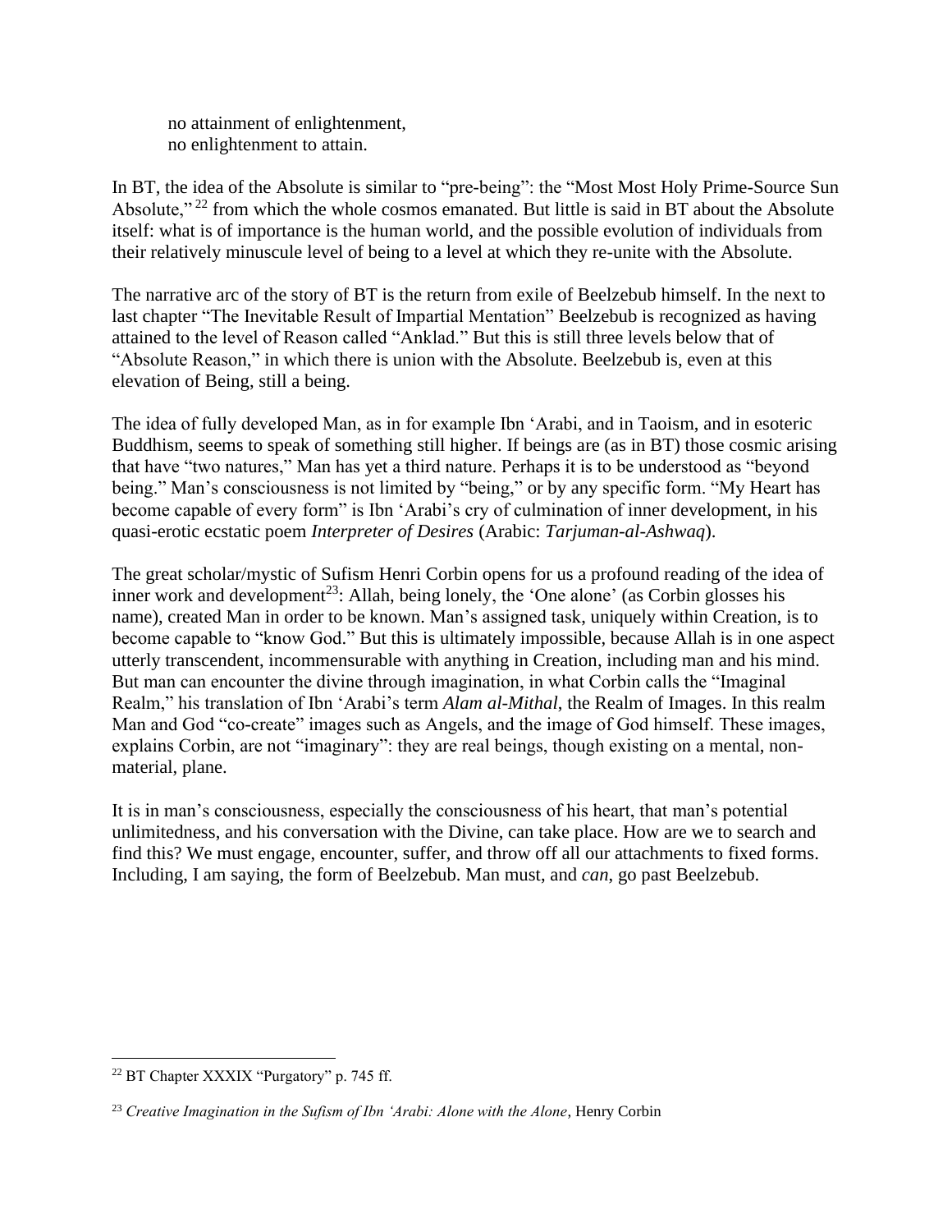no attainment of enlightenment,  
no enlightenment to attain.

In BT, the idea of the Absolute is similar to "pre-being": the "Most Most Holy Prime-Source Sun Absolute," [22] from which the whole cosmos emanated. But little is said in BT about the Absolute itself: what is of importance is the human world, and the possible evolution of individuals from their relatively minuscule level of being to a level at which they re-unite with the Absolute.

The narrative arc of the story of BT is the return from exile of Beelzebub himself. In the next to last chapter "The Inevitable Result of Impartial Mentation" Beelzebub is recognized as having attained to the level of Reason called "Anklad." But this is still three levels below that of "Absolute Reason," in which there is union with the Absolute. Beelzebub is, even at this elevation of Being, still a being.

The idea of fully developed Man, as in for example Ibn 'Arabi, and in Taoism, and in esoteric Buddhism, seems to speak of something still higher. If beings are (as in BT) those cosmic arising that have "two natures," Man has yet a third nature. Perhaps it is to be understood as "beyond being." Man's consciousness is not limited by "being," or by any specific form. "My Heart has become capable of every form" is Ibn 'Arabi's cry of culmination of inner development, in his quasi-erotic ecstatic poem *Interpreter of Desires* (Arabic: *Tarjuman-al-Ashwaq*).

The great scholar/mystic of Sufism Henri Corbin opens for us a profound reading of the idea of inner work and development[23]: Allah, being lonely, the 'One alone' (as Corbin glosses his name), created Man in order to be known. Man's assigned task, uniquely within Creation, is to become capable to "know God." But this is ultimately impossible, because Allah is in one aspect utterly transcendent, incommensurable with anything in Creation, including man and his mind. But man can encounter the divine through imagination, in what Corbin calls the "Imaginal Realm," his translation of Ibn 'Arabi's term *Alam al-Mithal*, the Realm of Images. In this realm Man and God "co-create" images such as Angels, and the image of God himself. These images, explains Corbin, are not "imaginary": they are real beings, though existing on a mental, non-material, plane.

It is in man's consciousness, especially the consciousness of his heart, that man's potential unlimitedness, and his conversation with the Divine, can take place. How are we to search and find this? We must engage, encounter, suffer, and throw off all our attachments to fixed forms. Including, I am saying, the form of Beelzebub. Man must, and *can*, go past Beelzebub.

---

[22] BT Chapter XXXIX "Purgatory" p. 745 ff.

[23] *Creative Imagination in the Sufism of Ibn 'Arabi: Alone with the Alone*, Henry Corbin